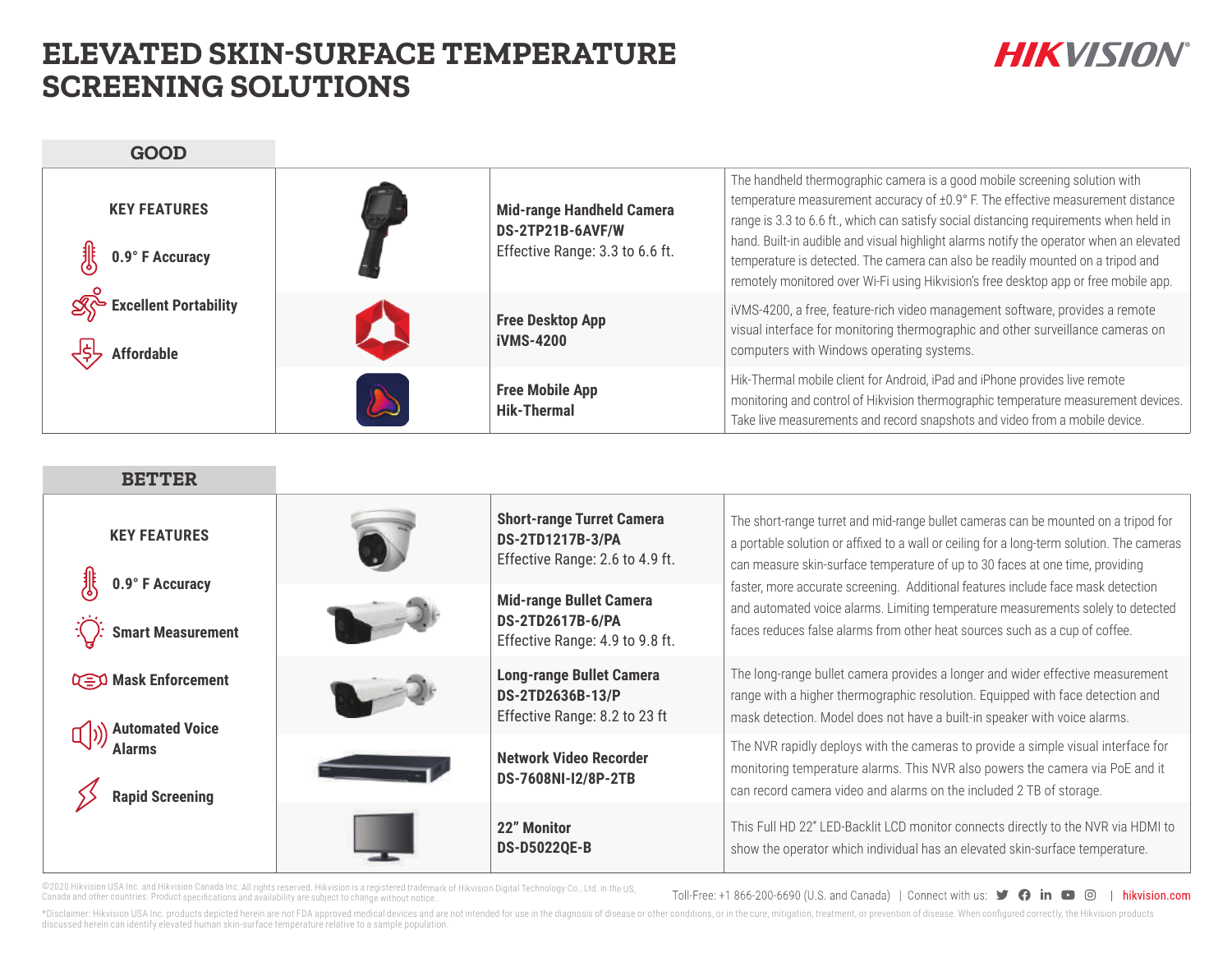# ELEVATED SKIN-SURFACE TEMPERATURE SCREENING SOLUTIONS

HIKVISION

## GOOD

**KEY FEATURES**

- 0.9° F Accuracy
- Excellent Portability
- Affordable

| Product | Description |
|---|---|
| **Mid-range Handheld Camera**<br>**DS-2TP21B-6AVF/W**<br>Effective Range: 3.3 to 6.6 ft. | The handheld thermographic camera is a good mobile screening solution with temperature measurement accuracy of ±0.9° F. The effective measurement distance range is 3.3 to 6.6 ft., which can satisfy social distancing requirements when held in hand. Built-in audible and visual highlight alarms notify the operator when an elevated temperature is detected. The camera can also be readily mounted on a tripod and remotely monitored over Wi-Fi using Hikvision's free desktop app or free mobile app. |
| **Free Desktop App**<br>**iVMS-4200** | iVMS-4200, a free, feature-rich video management software, provides a remote visual interface for monitoring thermographic and other surveillance cameras on computers with Windows operating systems. |
| **Free Mobile App**<br>**Hik-Thermal** | Hik-Thermal mobile client for Android, iPad and iPhone provides live remote monitoring and control of Hikvision thermographic temperature measurement devices. Take live measurements and record snapshots and video from a mobile device. |

## BETTER

**KEY FEATURES**

- 0.9° F Accuracy
- Smart Measurement
- Mask Enforcement
- Automated Voice Alarms
- Rapid Screening

| Product | Description |
|---|---|
| **Short-range Turret Camera**<br>**DS-2TD1217B-3/PA**<br>Effective Range: 2.6 to 4.9 ft. | The short-range turret and mid-range bullet cameras can be mounted on a tripod for a portable solution or affixed to a wall or ceiling for a long-term solution. The cameras can measure skin-surface temperature of up to 30 faces at one time, providing faster, more accurate screening. Additional features include face mask detection and automated voice alarms. Limiting temperature measurements solely to detected faces reduces false alarms from other heat sources such as a cup of coffee. |
| **Mid-range Bullet Camera**<br>**DS-2TD2617B-6/PA**<br>Effective Range: 4.9 to 9.8 ft. | |
| **Long-range Bullet Camera**<br>**DS-2TD2636B-13/P**<br>Effective Range: 8.2 to 23 ft | The long-range bullet camera provides a longer and wider effective measurement range with a higher thermographic resolution. Equipped with face detection and mask detection. Model does not have a built-in speaker with voice alarms. |
| **Network Video Recorder**<br>**DS-7608NI-I2/8P-2TB** | The NVR rapidly deploys with the cameras to provide a simple visual interface for monitoring temperature alarms. This NVR also powers the camera via PoE and it can record camera video and alarms on the included 2 TB of storage. |
| **22" Monitor**<br>**DS-D5022QE-B** | This Full HD 22" LED-Backlit LCD monitor connects directly to the NVR via HDMI to show the operator which individual has an elevated skin-surface temperature. |

©2020 Hikvision USA Inc. and Hikvision Canada Inc. All rights reserved. Hikvision is a registered trademark of Hikvision Digital Technology Co., Ltd. in the US, Canada and other countries. Product specifications and availability are subject to change without notice.

Toll-Free: +1 866-200-6690 (U.S. and Canada) | Connect with us: | hikvision.com

*Disclaimer: Hikvision USA Inc. products depicted herein are not FDA approved medical devices and are not intended for use in the diagnosis of disease or other conditions, or in the cure, mitigation, treatment, or prevention of disease. When configured correctly, the Hikvision products discussed herein can identify elevated human skin-surface temperature relative to a sample population.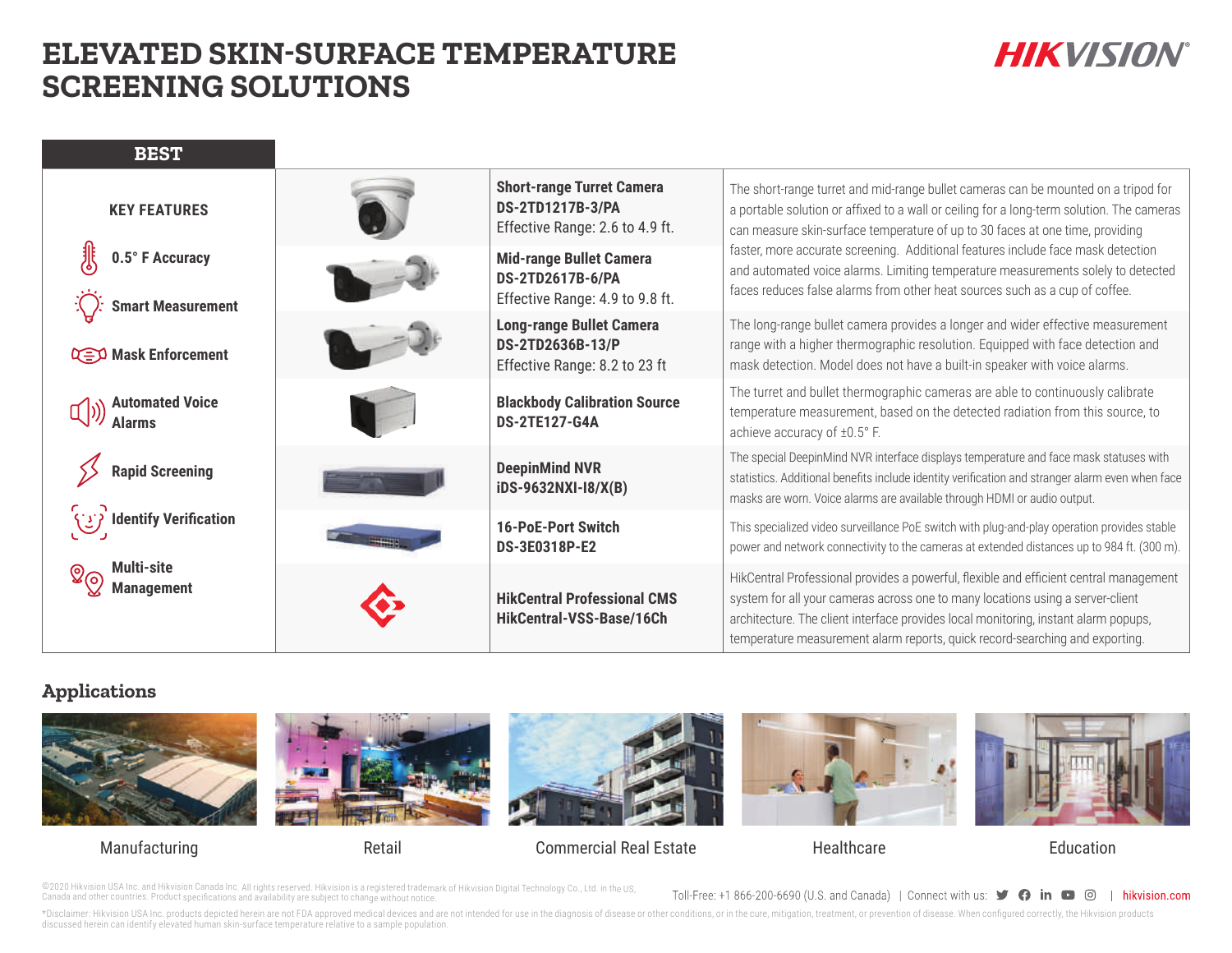# ELEVATED SKIN-SURFACE TEMPERATURE SCREENING SOLUTIONS

## BEST

**KEY FEATURES**

- 0.5° F Accuracy
- Smart Measurement
- Mask Enforcement
- Automated Voice Alarms
- Rapid Screening
- Identify Verification
- Multi-site Management

| Product | Description |
|---|---|
| **Short-range Turret Camera**<br>**DS-2TD1217B-3/PA**<br>Effective Range: 2.6 to 4.9 ft. | The short-range turret and mid-range bullet cameras can be mounted on a tripod for a portable solution or affixed to a wall or ceiling for a long-term solution. The cameras can measure skin-surface temperature of up to 30 faces at one time, providing faster, more accurate screening. Additional features include face mask detection and automated voice alarms. Limiting temperature measurements solely to detected faces reduces false alarms from other heat sources such as a cup of coffee. |
| **Mid-range Bullet Camera**<br>**DS-2TD2617B-6/PA**<br>Effective Range: 4.9 to 9.8 ft. | |
| **Long-range Bullet Camera**<br>**DS-2TD2636B-13/P**<br>Effective Range: 8.2 to 23 ft | The long-range bullet camera provides a longer and wider effective measurement range with a higher thermographic resolution. Equipped with face detection and mask detection. Model does not have a built-in speaker with voice alarms. |
| **Blackbody Calibration Source**<br>**DS-2TE127-G4A** | The turret and bullet thermographic cameras are able to continuously calibrate temperature measurement, based on the detected radiation from this source, to achieve accuracy of ±0.5° F. |
| **DeepinMind NVR**<br>**iDS-9632NXI-I8/X(B)** | The special DeepinMind NVR interface displays temperature and face mask statuses with statistics. Additional benefits include identity verification and stranger alarm even when face masks are worn. Voice alarms are available through HDMI or audio output. |
| **16-PoE-Port Switch**<br>**DS-3E0318P-E2** | This specialized video surveillance PoE switch with plug-and-play operation provides stable power and network connectivity to the cameras at extended distances up to 984 ft. (300 m). |
| **HikCentral Professional CMS**<br>**HikCentral-VSS-Base/16Ch** | HikCentral Professional provides a powerful, flexible and efficient central management system for all your cameras across one to many locations using a server-client architecture. The client interface provides local monitoring, instant alarm popups, temperature measurement alarm reports, quick record-searching and exporting. |

## Applications

Manufacturing

Retail

Commercial Real Estate

Healthcare

Education

©2020 Hikvision USA Inc. and Hikvision Canada Inc. All rights reserved. Hikvision is a registered trademark of Hikvision Digital Technology Co., Ltd. in the US, Canada and other countries. Product specifications and availability are subject to change without notice.

Toll-Free: +1 866-200-6690 (U.S. and Canada) | Connect with us: | hikvision.com

*Disclaimer: Hikvision USA Inc. products depicted herein are not FDA approved medical devices and are not intended for use in the diagnosis of disease or other conditions, or in the cure, mitigation, treatment, or prevention of disease. When configured correctly, the Hikvision products discussed herein can identify elevated human skin-surface temperature relative to a sample population.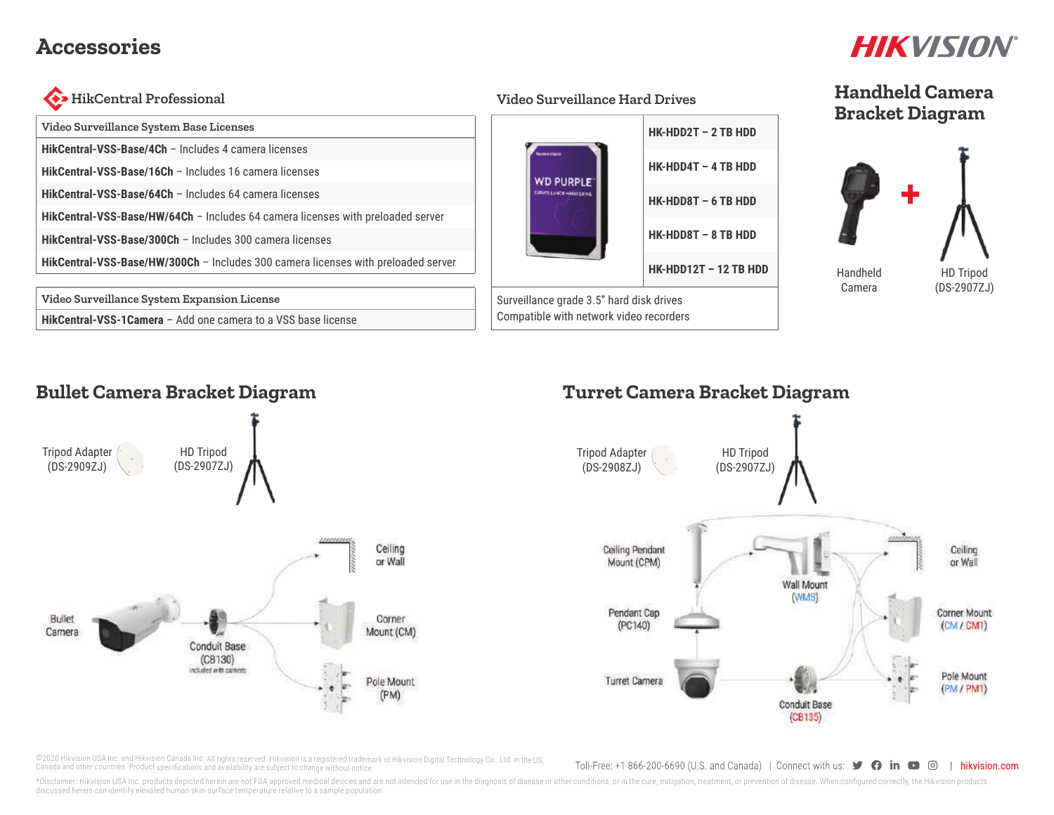# Accessories

## HikCentral Professional

| Video Surveillance System Base Licenses |
|---|
| **HikCentral-VSS-Base/4Ch** – Includes 4 camera licenses |
| **HikCentral-VSS-Base/16Ch** – Includes 16 camera licenses |
| **HikCentral-VSS-Base/64Ch** – Includes 64 camera licenses |
| **HikCentral-VSS-Base/HW/64Ch** – Includes 64 camera licenses with preloaded server |
| **HikCentral-VSS-Base/300Ch** – Includes 300 camera licenses |
| **HikCentral-VSS-Base/HW/300Ch** – Includes 300 camera licenses with preloaded server |

| Video Surveillance System Expansion License |
|---|
| **HikCentral-VSS-1Camera** – Add one camera to a VSS base license |

## Video Surveillance Hard Drives

| |
|---|
| **HK-HDD2T – 2 TB HDD** |
| **HK-HDD4T – 4 TB HDD** |
| **HK-HDD8T – 6 TB HDD** |
| **HK-HDD8T – 8 TB HDD** |
| **HK-HDD12T – 12 TB HDD** |

Surveillance grade 3.5" hard disk drives
Compatible with network video recorders

## Handheld Camera Bracket Diagram

Handheld Camera

HD Tripod (DS-2907ZJ)

## Bullet Camera Bracket Diagram

Tripod Adapter (DS-2909ZJ)

HD Tripod (DS-2907ZJ)

Bullet Camera

Conduit Base (CB130) included with camera

Ceiling or Wall

Corner Mount (CM)

Pole Mount (PM)

## Turret Camera Bracket Diagram

Tripod Adapter (DS-2908ZJ)

HD Tripod (DS-2907ZJ)

Ceiling Pendant Mount (CPM)

Wall Mount (WMS)

Pendant Cap (PC140)

Turret Camera

Conduit Base (CB135)

Ceiling or Wall

Corner Mount (CM / CM1)

Pole Mount (PM / PM1)

©2020 Hikvision USA Inc. and Hikvision Canada Inc. All rights reserved. Hikvision is a registered trademark of Hikvision Digital Technology Co., Ltd. in the US, Canada and other countries. Product specifications and availability are subject to change without notice.

Toll-Free: +1 866-200-6690 (U.S. and Canada) | Connect with us: | hikvision.com

*Disclaimer: Hikvision USA Inc. products depicted herein are not FDA approved medical devices and are not intended for use in the diagnosis of disease or other conditions, or in the cure, mitigation, treatment, or prevention of disease. When configured correctly, the Hikvision products discussed herein can identify elevated human skin-surface temperature relative to a sample population.